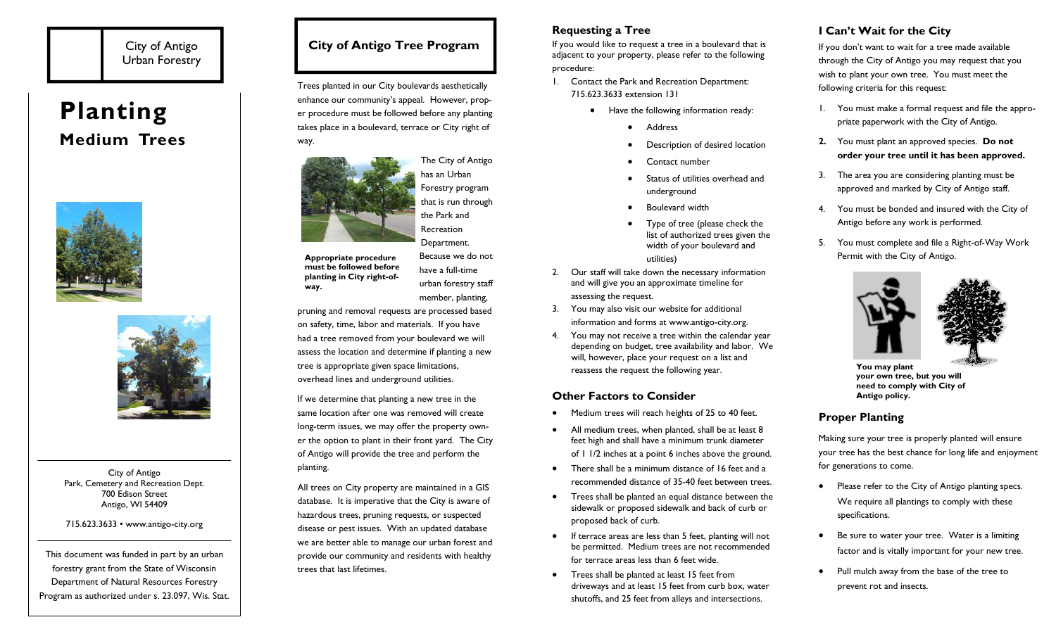City of Antigo
Urban Forestry

# Planting

## Medium Trees

City of Antigo
Park, Cemetery and Recreation Dept.
700 Edison Street
Antigo, WI 54409

715.623.3633 • www.antigo-city.org

This document was funded in part by an urban forestry grant from the State of Wisconsin Department of Natural Resources Forestry Program as authorized under s. 23.097, Wis. Stat.

## City of Antigo Tree Program

Trees planted in our City boulevards aesthetically enhance our community's appeal. However, proper procedure must be followed before any planting takes place in a boulevard, terrace or City right of way.

The City of Antigo has an Urban Forestry program that is run through the Park and Recreation Department. Because we do not have a full-time urban forestry staff member, planting, pruning and removal requests are processed based on safety, time, labor and materials. If you have had a tree removed from your boulevard we will assess the location and determine if planting a new tree is appropriate given space limitations, overhead lines and underground utilities.

**Appropriate procedure must be followed before planting in City right-of-way.**

If we determine that planting a new tree in the same location after one was removed will create long-term issues, we may offer the property owner the option to plant in their front yard. The City of Antigo will provide the tree and perform the planting.

All trees on City property are maintained in a GIS database. It is imperative that the City is aware of hazardous trees, pruning requests, or suspected disease or pest issues. With an updated database we are better able to manage our urban forest and provide our community and residents with healthy trees that last lifetimes.

### Requesting a Tree

If you would like to request a tree in a boulevard that is adjacent to your property, please refer to the following procedure:

1. Contact the Park and Recreation Department: 715.623.3633 extension 131
   - Have the following information ready:
     - Address
     - Description of desired location
     - Contact number
     - Status of utilities overhead and underground
     - Boulevard width
     - Type of tree (please check the list of authorized trees given the width of your boulevard and utilities)
2. Our staff will take down the necessary information and will give you an approximate timeline for assessing the request.
3. You may also visit our website for additional information and forms at www.antigo-city.org.
4. You may not receive a tree within the calendar year depending on budget, tree availability and labor. We will, however, place your request on a list and reassess the request the following year.

### Other Factors to Consider

- Medium trees will reach heights of 25 to 40 feet.
- All medium trees, when planted, shall be at least 8 feet high and shall have a minimum trunk diameter of 1 1/2 inches at a point 6 inches above the ground.
- There shall be a minimum distance of 16 feet and a recommended distance of 35-40 feet between trees.
- Trees shall be planted an equal distance between the sidewalk or proposed sidewalk and back of curb or proposed back of curb.
- If terrace areas are less than 5 feet, planting will not be permitted. Medium trees are not recommended for terrace areas less than 6 feet wide.
- Trees shall be planted at least 15 feet from driveways and at least 15 feet from curb box, water shutoffs, and 25 feet from alleys and intersections.

### I Can't Wait for the City

If you don't want to wait for a tree made available through the City of Antigo you may request that you wish to plant your own tree. You must meet the following criteria for this request:

1. You must make a formal request and file the appropriate paperwork with the City of Antigo.
2. You must plant an approved species. **Do not order your tree until it has been approved.**
3. The area you are considering planting must be approved and marked by City of Antigo staff.
4. You must be bonded and insured with the City of Antigo before any work is performed.
5. You must complete and file a Right-of-Way Work Permit with the City of Antigo.

**You may plant your own tree, but you will need to comply with City of Antigo policy.**

### Proper Planting

Making sure your tree is properly planted will ensure your tree has the best chance for long life and enjoyment for generations to come.

- Please refer to the City of Antigo planting specs. We require all plantings to comply with these specifications.
- Be sure to water your tree. Water is a limiting factor and is vitally important for your new tree.
- Pull mulch away from the base of the tree to prevent rot and insects.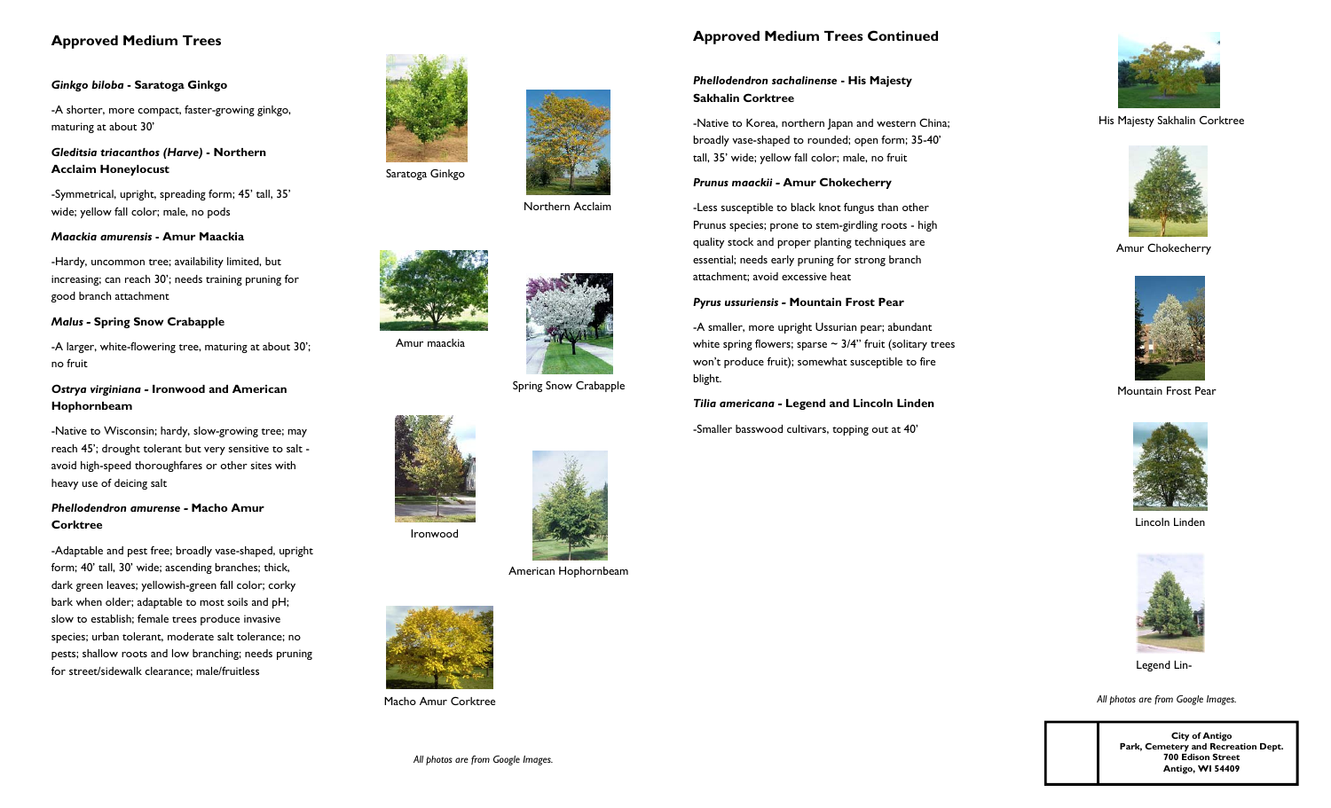## Approved Medium Trees

### *Ginkgo biloba* - Saratoga Ginkgo

-A shorter, more compact, faster-growing ginkgo, maturing at about 30'

### *Gleditsia triacanthos (Harve)* - Northern Acclaim Honeylocust

-Symmetrical, upright, spreading form; 45' tall, 35' wide; yellow fall color; male, no pods

### *Maackia amurensis* - Amur Maackia

-Hardy, uncommon tree; availability limited, but increasing; can reach 30'; needs training pruning for good branch attachment

### *Malus* - Spring Snow Crabapple

-A larger, white-flowering tree, maturing at about 30'; no fruit

### *Ostrya virginiana* - Ironwood and American Hophornbeam

-Native to Wisconsin; hardy, slow-growing tree; may reach 45'; drought tolerant but very sensitive to salt - avoid high-speed thoroughfares or other sites with heavy use of deicing salt

### *Phellodendron amurense* - Macho Amur Corktree

-Adaptable and pest free; broadly vase-shaped, upright form; 40' tall, 30' wide; ascending branches; thick, dark green leaves; yellowish-green fall color; corky bark when older; adaptable to most soils and pH; slow to establish; female trees produce invasive species; urban tolerant, moderate salt tolerance; no pests; shallow roots and low branching; needs pruning for street/sidewalk clearance; male/fruitless

Saratoga Ginkgo

Northern Acclaim

Amur maackia

Spring Snow Crabapple

Ironwood

American Hophornbeam

Macho Amur Corktree

*All photos are from Google Images.*

## Approved Medium Trees Continued

### *Phellodendron sachalinense* - His Majesty Sakhalin Corktree

-Native to Korea, northern Japan and western China; broadly vase-shaped to rounded; open form; 35-40' tall, 35' wide; yellow fall color; male, no fruit

### *Prunus maackii* - Amur Chokecherry

-Less susceptible to black knot fungus than other Prunus species; prone to stem-girdling roots - high quality stock and proper planting techniques are essential; needs early pruning for strong branch attachment; avoid excessive heat

### *Pyrus ussuriensis* - Mountain Frost Pear

-A smaller, more upright Ussurian pear; abundant white spring flowers; sparse ~ 3/4" fruit (solitary trees won't produce fruit); somewhat susceptible to fire blight.

### *Tilia americana* - Legend and Lincoln Linden

-Smaller basswood cultivars, topping out at 40'

His Majesty Sakhalin Corktree

Amur Chokecherry

Mountain Frost Pear

Lincoln Linden

Legend Lin-

*All photos are from Google Images.*

**City of Antigo**
**Park, Cemetery and Recreation Dept.**
**700 Edison Street**
**Antigo, WI 54409**